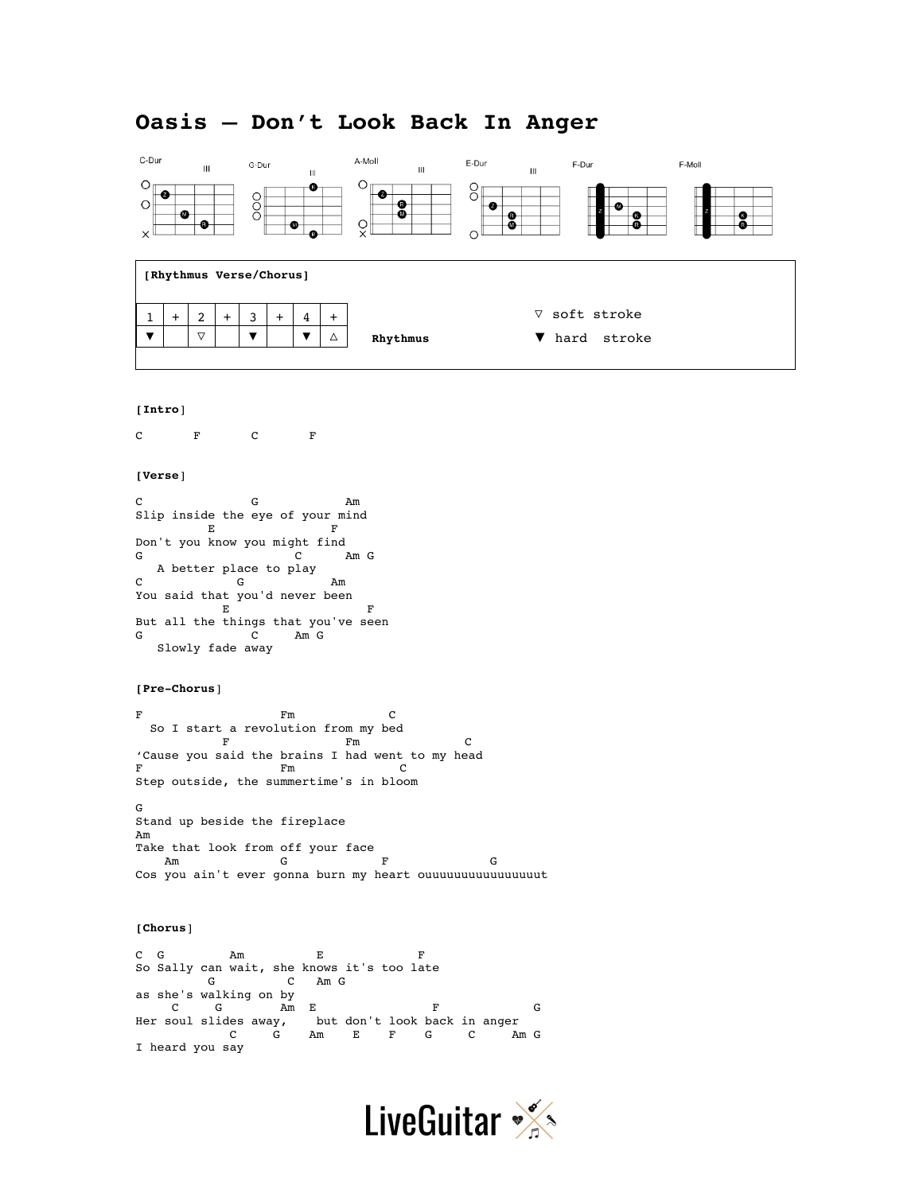# Oasis – Don't Look Back In Anger

C-Dur G-Dur A-Moll E-Dur F-Dur F-Moll

**[Rhythmus Verse/Chorus]**

| 1 | + | 2 | + | 3 | + | 4 | + |
|---|---|---|---|---|---|---|---|
| ▼ | | ▽ | | ▼ | | ▼ | △ |

**Rhythmus**

▽ soft stroke
▼ hard stroke

**[Intro]**

```
C       F       C       F
```

**[Verse]**

```
C               G            Am
Slip inside the eye of your mind
          E                F
Don't you know you might find
G                     C      Am G
   A better place to play
C              G           Am
You said that you'd never been
            E                    F
But all the things that you've seen
G               C     Am G
   Slowly fade away
```

**[Pre-Chorus]**

```
F                   Fm            C
  So I start a revolution from my bed
            F                Fm              C
'Cause you said the brains I had went to my head
F                   Fm             C
Step outside, the summertime's in bloom

G
Stand up beside the fireplace
Am
Take that look from off your face
    Am              G             F              G
Cos you ain't ever gonna burn my heart ouuuuuuuuuuuuuuut
```

**[Chorus]**

```
C  G         Am          E             F
So Sally can wait, she knows it's too late
       G          C   Am G
as she's walking on by
     C     G        Am  E                F             G
Her soul slides away,    but don't look back in anger
             C     G    Am    E    F    G     C     Am G
I heard you say
```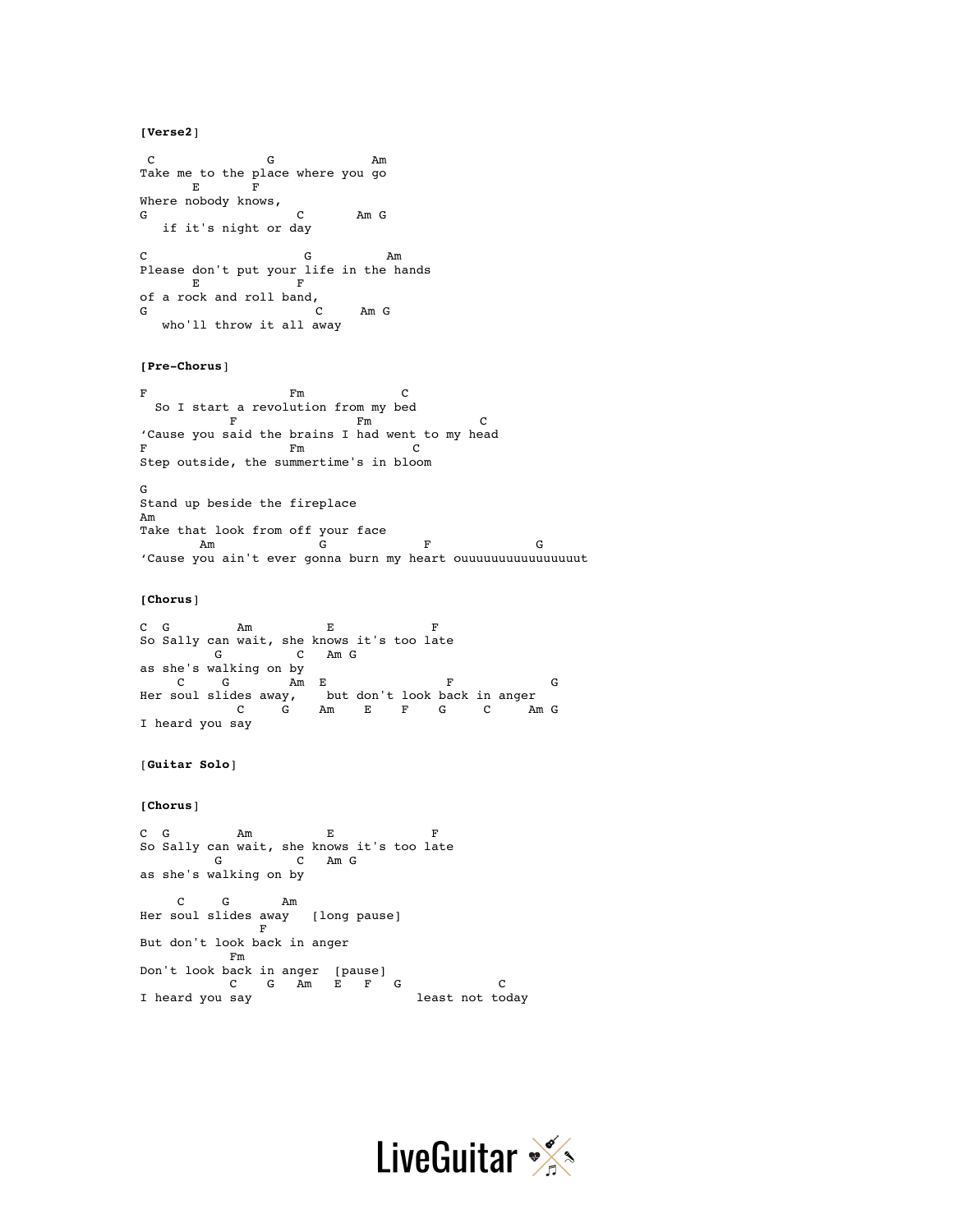**[Verse2]**

```
 C               G             Am
Take me to the place where you go
       E       F
Where nobody knows,
G                    C       Am G
   if it's night or day

C                    G          Am
Please don't put your life in the hands
       E            F
of a rock and roll band,
G                        C     Am G
   who'll throw it all away
```

**[Pre-Chorus]**

```
F                    Fm             C
  So I start a revolution from my bed
            F                Fm              C
'Cause you said the brains I had went to my head
F                    Fm              C
Step outside, the summertime's in bloom

G
Stand up beside the fireplace
Am
Take that look from off your face
        Am              G             F              G
'Cause you ain't ever gonna burn my heart ouuuuuuuuuuuuuuut
```

**[Chorus]**

```
C  G         Am          E             F
So Sally can wait, she knows it's too late
          G          C   Am G
as she's walking on by
     C     G        Am  E                F             G
Her soul slides away,    but don't look back in anger
            C     G    Am    E    F    G     C     Am G
I heard you say
```

[**Guitar Solo**]

**[Chorus]**

```
C  G         Am          E             F
So Sally can wait, she knows it's too late
          G          C   Am G
as she's walking on by

     C     G       Am
Her soul slides away   [long pause]
                F
But don't look back in anger
            Fm
Don't look back in anger  [pause]
            C    G   Am   E   F   G             C
I heard you say                        least not today
```